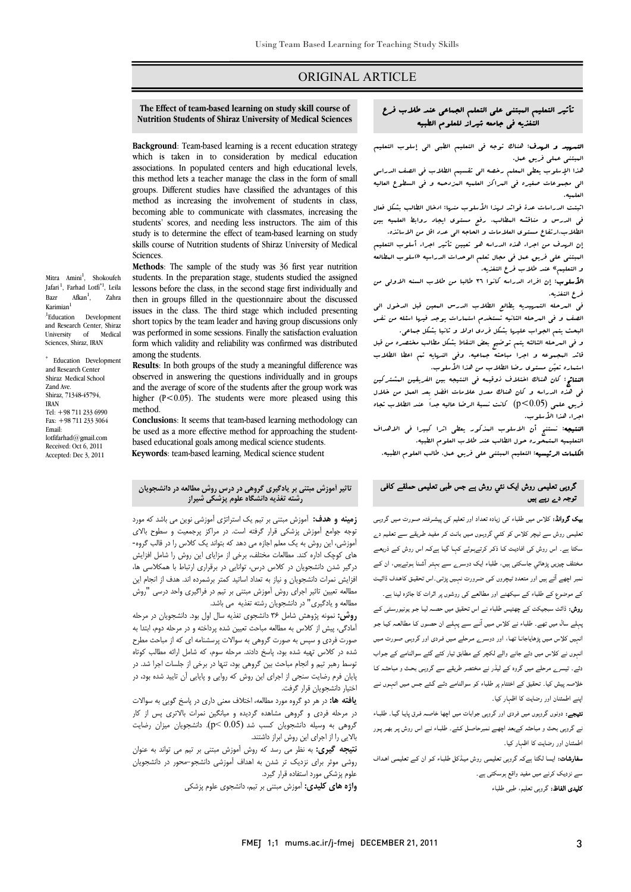ORIGINAL ARTICLE

## The Effect of team-based learning on study skill course of Nutrition Students of Shiraz University of Medical Sciences

Mitra Amini[1], Shokoufeh Jafari[1], Farhad Lotfi[*1], Leila Bazr Afkan[1], Zahra Karimian[1]

[1]Education Development and Research Center, Shiraz University of Medical Sciences, Shiraz, IRAN

[*] Education Development and Research Center
Shiraz Medical School
Zand Ave.
Shiraz, 71348-45794, IRAN
Tel: +98 711 233 6990
Fax: +98 711 233 3064
Email: lotfifarhad@gmail.com
Received: Oct 6, 2011
Accepted: Dec 3, 2011

**Background**: Team-based learning is a recent education strategy which is taken in to consideration by medical education associations. In populated centers and high educational levels, this method lets a teacher manage the class in the form of small groups. Different studies have classified the advantages of this method as increasing the involvement of students in class, becoming able to communicate with classmates, increasing the students' scores, and needing less instructors. The aim of this study is to determine the effect of team-based learning on study skills course of Nutrition students of Shiraz University of Medical Sciences.

**Methods**: The sample of the study was 36 first year nutrition students. In the preparation stage, students studied the assigned lessons before the class, in the second stage first individually and then in groups filled in the questionnaire about the discussed issues in the class. The third stage which included presenting short topics by the team leader and having group discussions only was performed in some sessions. Finally the satisfaction evaluation form which validity and reliability was confirmed was distributed among the students.

**Results**: In both groups of the study a meaningful difference was observed in answering the questions individually and in groups and the average of score of the students after the group work was higher ($P<0.05$). The students were more pleased using this method.

**Conclusions**: It seems that team-based learning methodology can be used as a more effective method for approaching the student-based educational goals among medical science students.

**Keywords**: team-based learning, Medical science student

## تأثیر التعلیم المبتنی علی التعلم الجماعی عند طلاب فرع التغذیه فی جامعه شیراز للعلوم الطبیه

**التمهید و الهدف:** هناک توجه فی التعلیم الطبی الی إسلوب التعلیم المبتنی علی فریق عمل.

هذا الإسلوب یعطی المعلم رخصه الی تقسیم الطلاب فی الصف الدراسی الی مجموعات صغیره فی المراکز العلمیه المزدحمه و فی السطوح العالیه العلمیه.

اثبتت الدراسات عدة فوائد لهذا الأسلوب منها: ادخال الطلاب بشکل فعال فی الدرس و مناقشه المطالب، رفع مستوی ایجاد روابط العلمیه بین الطلاب،ارتفاع مستوی العلامات و الحاجه الی عدد اقل من الاساتذه.

إن الهدف من اجراء هذه الدراسه هو تعیین تأثیر اجراء أسلوب التعلیم المبتنی علی فریق عمل فی مجال تعلم الوحدات الدراسیه «اسلوب المطالعه و التعلیم» عند طلاب فرع التغذیه.

**الأسلوب:** إن افراد الدراسه کانوا ٣٦ طالبا من طلاب السنه الاولی من فرع التغذیه.

فی المرحله التمهیدیه یطالع الطلاب الدرس المعین قبل الدخول الی الصف و فی المرحله الثانیه تستخدم استمارات یوجد فیها اسئله من نفس البحث یتم الجواب علیها بشکل فردی اولا و ثانیا بشکل جماعی.

و فی المرحله الثالثه یتم توضیح بعض النقاط بشکل مطالب مختصره من قبل قائد المجموعه و اجرا مباحثه جماعیه. وفی النهایه تم اعطا الطلاب استماره تعیّن مستوی رضا الطلاب من هذا الأسلوب.

**النتائج:** کان هناک اختلاف ذوقیمه فی النتیجه بین الفریقین المشترکین فی هذه الدراسه و کان هناک معدل علامات افضل بعد العمل من خلال فریق علمی $(p<0.05)$ کانت نسبة الرضا عالیه جداً عند الطلاب تجاه اجراء هذا الأسلوب.

**النتیجه:** نستنتج أن الاسلوب المذکور یعطی اثرا کبیرا فی الاهداف التعلیمیه المتمحوره حول الطالب عند طلاب العلوم الطبیه.

**الکلمات الرئیسیه:** التعلیم المبتنی علی فریق عمل، طالب العلوم الطبیه.

## تاثیر آموزش مبتنی بر یادگیری گروهی در درس روش مطالعه در دانشجویان رشته تغذیه دانشگاه علوم پزشکی شیراز

**زمینه و هدف:** آموزش مبتنی بر تیم یک استراتژی آموزشی نوین می باشد که مورد توجه جوامع آموزش پزشکی قرار گرفته است. در مراکز پرجمعیت و سطوح بالای آموزشی، این روش به یک معلم اجازه می دهد که بتواند یک کلاس را در قالب گروه-های کوچک اداره کند. مطالعات مختلف، برخی از مزایای این روش را شامل افزایش درگیر شدن دانشجویان در کلاس درس، توانایی در برقراری ارتباط با همکلاسی ها، افزایش نمرات دانشجویان و نیاز به تعداد اساتید کمتر برشمرده اند. هدف از انجام این مطالعه تعیین تاثیر اجرای روش آموزش مبتنی بر تیم در فراگیری واحد درسی "روش مطالعه و یادگیری" در دانشجویان رشته تغذیه می باشد.

**روش:** نمونه پژوهش شامل ۳۶ دانشجوی تغذیه سال اول بود. دانشجویان در مرحله آمادگی، پیش از کلاس به مطالعه مباحث تعیین شده پرداخته و در مرحله دوم، ابتدا به صورت فردی و سپس به صورت گروهی به سوالات پرسشنامه ای که از مباحث مطرح شده در کلاس تهیه شده بود، پاسخ دادند. مرحله سوم، که شامل ارائه مطالب کوتاه توسط رهبر تیم و انجام مباحث بین گروهی بود، تنها در برخی از جلسات اجرا شد. در پایان فرم رضایت سنجی از اجرای این روش که روایی و پایایی آن تایید شده بود، در اختیار دانشجویان قرار گرفت.

**یافته ها:** در هر دو گروه مورد مطالعه، اختلاف معنی داری در پاسخ گویی به سوالات در مرحله فردی و گروهی مشاهده گردیده و میانگین نمرات بالاتری پس از کار گروهی به وسیله دانشجویان کسب شد $(p<0.05)$. دانشجویان میزان رضایت بالایی را از اجرای این روش ابراز داشتند.

**نتیجه گیری:** به نظر می رسد که روش آموزش مبتنی بر تیم می تواند به عنوان روشی موثر برای نزدیک تر شدن به اهداف آموزشی دانشجو-محور در دانشجویان علوم پزشکی مورد استفاده قرار گیرد.

**واژه های کلیدی:** آموزش مبتنی بر تیم، دانشجوی علوم پزشکی

## گروہی تعلیمی روش ایک نئي روش ہے جس طبی تعلیمی حلقے کافی توجہ دے رہے ہیں

**بیک گراونڈ:** کلاس میں طلباء کی زیادہ تعداد اور تعلیم کی پیشرفتہ صورت میں گروہی تعلیمی روش سے ٹیچر کلاس کو کئي گروہوں میں بانٹ کر مفید طریقے سے تعلیم دے سکتا ہے۔ اس روش کی افادیت کا ذکر کرتےہوئے کہا گیا ہےکہ اس روش کے ذریعے مختلف چیزیں پڑھائي جاسکتی ہیں، طلباء ایک دوسرے سے بہتر آشنا ہوتےہیں، ان کے نمبر اچھے آتے ہیں اور متعدد ٹیچروں کی ضرورت نہیں پڑتی۔اس تحقیق کاھدف ڈائیٹ کے موضوع کے طلباء کے سیکھنے اور مطالعے کی روشوں پر اثرات کا جائزہ لینا ہے۔

**روش:** ڈائٹ سبجیکٹ کے چھتیس طلباء نے اس تحقیق میں حصہ لیا جو یونیورسٹی کے پہلے سال میں تھے۔ طلباء نے کلاس میں آنے سے پہلے ان حصوں کا مطالعہ کیا جو انہیں کلاس میں پڑھایاجانا تھا، اور دوسرے مرحلے میں فردی اور گروہی صورت میں انہوں نے کلاس میں دئے جانے والے لکچر کے مطابق تیار کئے گئے سوالنامے کے جواب دئے۔ تیسرے مرحلے میں گروہ کے لیڈر نے مختصر طریقے سے گروہی بحث و مباحثہ کا خلاصہ پیش کیا۔ تحقیق کے اختتام پر طلباء کو سوالنامے دئے گئے جس میں انہوں نے اپنے اطمئنان اور رضایت کا اظہار کیا۔

**نتیجے:** دونوں گروہوں میں فردی اور گروہی جوابات میں اچھا خاصہ فرق پایا گیا۔ طلباء نے گروہی بحث و مباحثہ کےبعد اچھے نمبرحاصل کئے۔ طلباء نے اس روش پر بھر پور اطمئنان اور رضایت کا اظہار کیا۔

**سفارشات:** ایسا لگتا ہےکہ گروہی تعلیمی روش میڈکل طلباء کو ان کے تعلیمی اہداف سے نزدیک کرنے میں مفید واقع ہوسکتی ہے۔

**کلیدی الفاظ:** گروہی تعلیم، طبی طلباء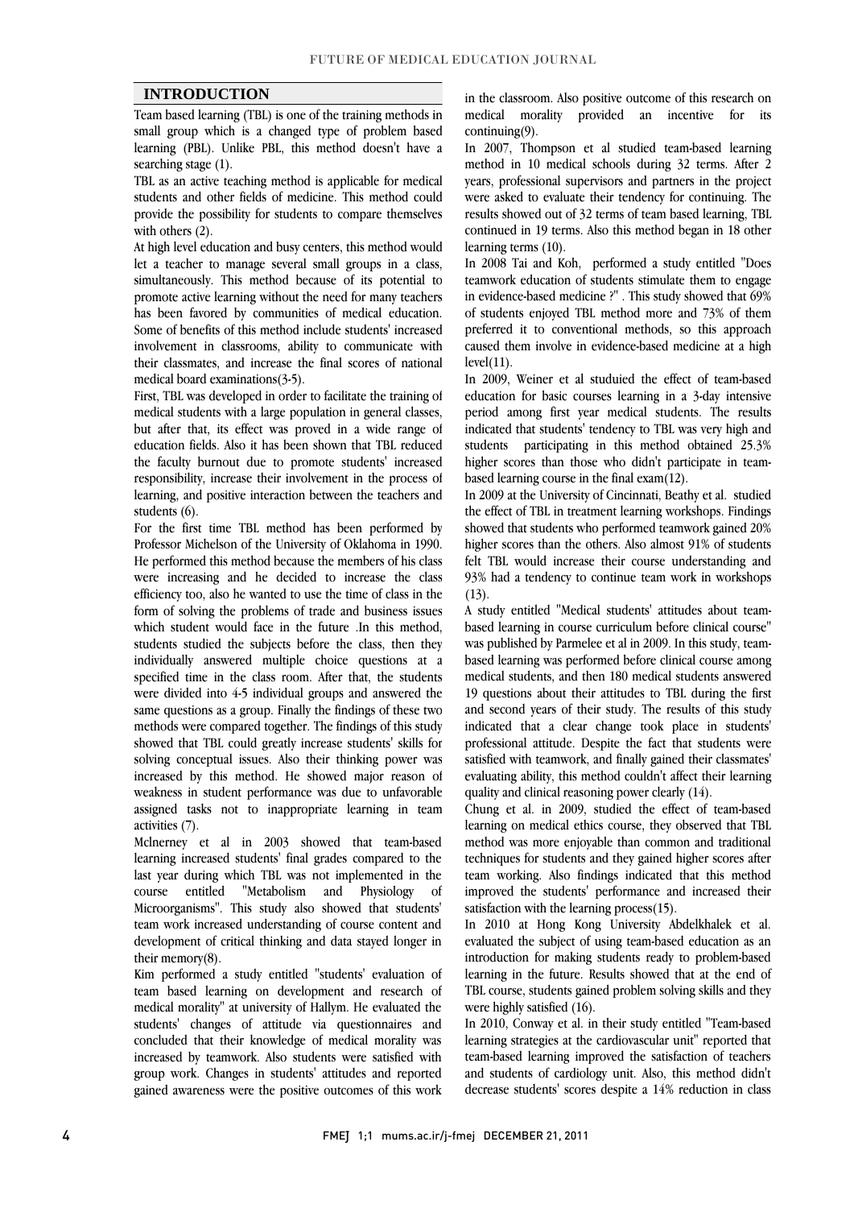## INTRODUCTION

Team based learning (TBL) is one of the training methods in small group which is a changed type of problem based learning (PBL). Unlike PBL, this method doesn't have a searching stage (1).

TBL as an active teaching method is applicable for medical students and other fields of medicine. This method could provide the possibility for students to compare themselves with others (2).

At high level education and busy centers, this method would let a teacher to manage several small groups in a class, simultaneously. This method because of its potential to promote active learning without the need for many teachers has been favored by communities of medical education. Some of benefits of this method include students' increased involvement in classrooms, ability to communicate with their classmates, and increase the final scores of national medical board examinations(3-5).

First, TBL was developed in order to facilitate the training of medical students with a large population in general classes, but after that, its effect was proved in a wide range of education fields. Also it has been shown that TBL reduced the faculty burnout due to promote students' increased responsibility, increase their involvement in the process of learning, and positive interaction between the teachers and students (6).

For the first time TBL method has been performed by Professor Michelson of the University of Oklahoma in 1990. He performed this method because the members of his class were increasing and he decided to increase the class efficiency too, also he wanted to use the time of class in the form of solving the problems of trade and business issues which student would face in the future .In this method, students studied the subjects before the class, then they individually answered multiple choice questions at a specified time in the class room. After that, the students were divided into 4-5 individual groups and answered the same questions as a group. Finally the findings of these two methods were compared together. The findings of this study showed that TBL could greatly increase students' skills for solving conceptual issues. Also their thinking power was increased by this method. He showed major reason of weakness in student performance was due to unfavorable assigned tasks not to inappropriate learning in team activities (7).

Mclnerney et al in 2003 showed that team-based learning increased students' final grades compared to the last year during which TBL was not implemented in the course entitled "Metabolism and Physiology of Microorganisms". This study also showed that students' team work increased understanding of course content and development of critical thinking and data stayed longer in their memory(8).

Kim performed a study entitled "students' evaluation of team based learning on development and research of medical morality" at university of Hallym. He evaluated the students' changes of attitude via questionnaires and concluded that their knowledge of medical morality was increased by teamwork. Also students were satisfied with group work. Changes in students' attitudes and reported gained awareness were the positive outcomes of this work in the classroom. Also positive outcome of this research on medical morality provided an incentive for its continuing(9).

In 2007, Thompson et al studied team-based learning method in 10 medical schools during 32 terms. After 2 years, professional supervisors and partners in the project were asked to evaluate their tendency for continuing. The results showed out of 32 terms of team based learning, TBL continued in 19 terms. Also this method began in 18 other learning terms (10).

In 2008 Tai and Koh, performed a study entitled "Does teamwork education of students stimulate them to engage in evidence-based medicine ?" . This study showed that 69% of students enjoyed TBL method more and 73% of them preferred it to conventional methods, so this approach caused them involve in evidence-based medicine at a high level(11).

In 2009, Weiner et al studuied the effect of team-based education for basic courses learning in a 3-day intensive period among first year medical students. The results indicated that students' tendency to TBL was very high and students participating in this method obtained 25.3% higher scores than those who didn't participate in team-based learning course in the final exam(12).

In 2009 at the University of Cincinnati, Beathy et al. studied the effect of TBL in treatment learning workshops. Findings showed that students who performed teamwork gained 20% higher scores than the others. Also almost 91% of students felt TBL would increase their course understanding and 93% had a tendency to continue team work in workshops (13).

A study entitled "Medical students' attitudes about team-based learning in course curriculum before clinical course" was published by Parmelee et al in 2009. In this study, team-based learning was performed before clinical course among medical students, and then 180 medical students answered 19 questions about their attitudes to TBL during the first and second years of their study. The results of this study indicated that a clear change took place in students' professional attitude. Despite the fact that students were satisfied with teamwork, and finally gained their classmates' evaluating ability, this method couldn't affect their learning quality and clinical reasoning power clearly (14).

Chung et al. in 2009, studied the effect of team-based learning on medical ethics course, they observed that TBL method was more enjoyable than common and traditional techniques for students and they gained higher scores after team working. Also findings indicated that this method improved the students' performance and increased their satisfaction with the learning process(15).

In 2010 at Hong Kong University Abdelkhalek et al. evaluated the subject of using team-based education as an introduction for making students ready to problem-based learning in the future. Results showed that at the end of TBL course, students gained problem solving skills and they were highly satisfied (16).

In 2010, Conway et al. in their study entitled "Team-based learning strategies at the cardiovascular unit" reported that team-based learning improved the satisfaction of teachers and students of cardiology unit. Also, this method didn't decrease students' scores despite a 14% reduction in class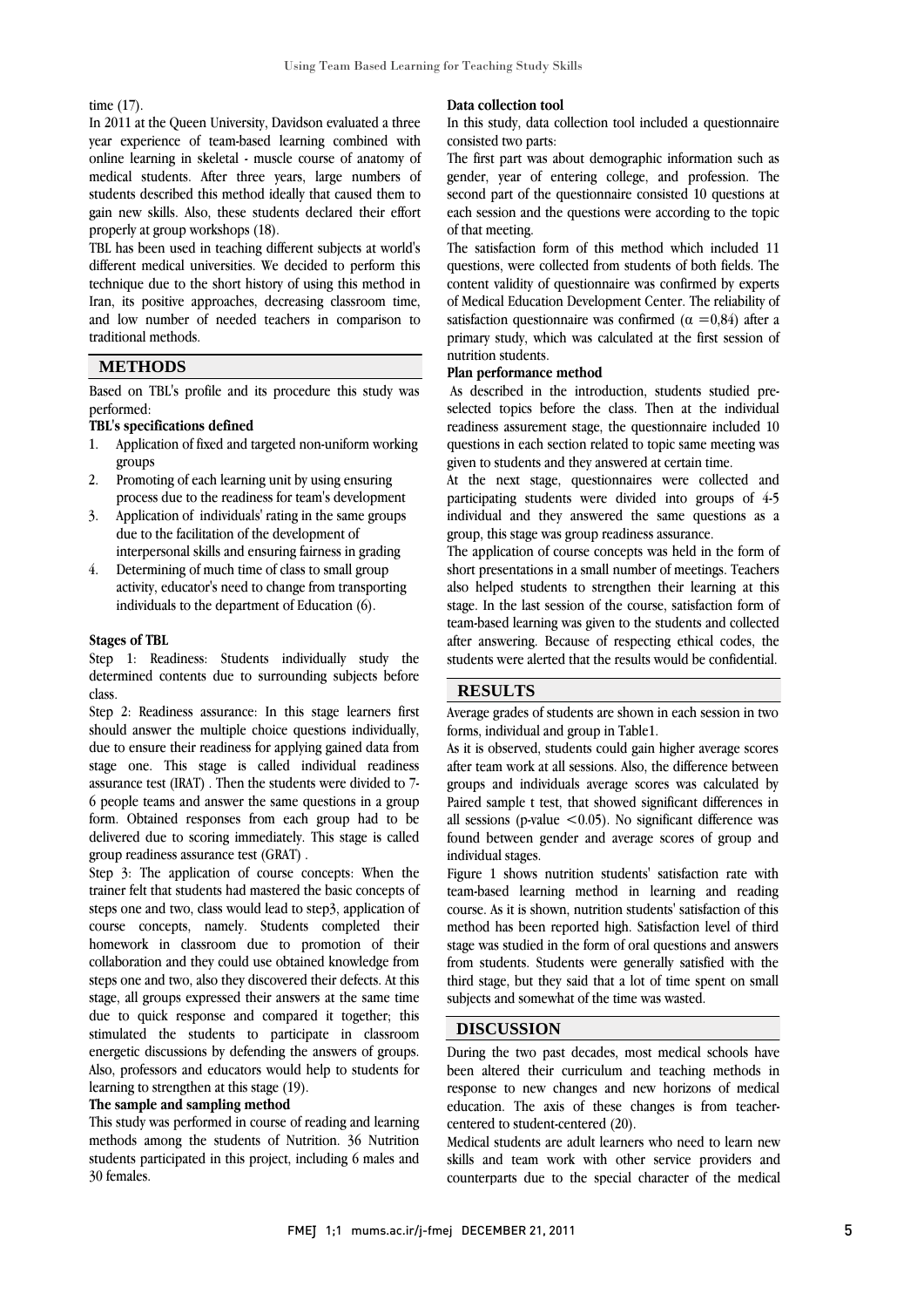time (17).

In 2011 at the Queen University, Davidson evaluated a three year experience of team-based learning combined with online learning in skeletal - muscle course of anatomy of medical students. After three years, large numbers of students described this method ideally that caused them to gain new skills. Also, these students declared their effort properly at group workshops (18).

TBL has been used in teaching different subjects at world's different medical universities. We decided to perform this technique due to the short history of using this method in Iran, its positive approaches, decreasing classroom time, and low number of needed teachers in comparison to traditional methods.

## METHODS

Based on TBL's profile and its procedure this study was performed:

**TBL's specifications defined**

1. Application of fixed and targeted non-uniform working groups
2. Promoting of each learning unit by using ensuring process due to the readiness for team's development
3. Application of individuals' rating in the same groups due to the facilitation of the development of interpersonal skills and ensuring fairness in grading
4. Determining of much time of class to small group activity, educator's need to change from transporting individuals to the department of Education (6).

**Stages of TBL**

Step 1: Readiness: Students individually study the determined contents due to surrounding subjects before class.

Step 2: Readiness assurance: In this stage learners first should answer the multiple choice questions individually, due to ensure their readiness for applying gained data from stage one. This stage is called individual readiness assurance test (IRAT) . Then the students were divided to 7-6 people teams and answer the same questions in a group form. Obtained responses from each group had to be delivered due to scoring immediately. This stage is called group readiness assurance test (GRAT) .

Step 3: The application of course concepts: When the trainer felt that students had mastered the basic concepts of steps one and two, class would lead to step3, application of course concepts, namely. Students completed their homework in classroom due to promotion of their collaboration and they could use obtained knowledge from steps one and two, also they discovered their defects. At this stage, all groups expressed their answers at the same time due to quick response and compared it together; this stimulated the students to participate in classroom energetic discussions by defending the answers of groups. Also, professors and educators would help to students for learning to strengthen at this stage (19).

**The sample and sampling method**

This study was performed in course of reading and learning methods among the students of Nutrition. 36 Nutrition students participated in this project, including 6 males and 30 females.

**Data collection tool**

In this study, data collection tool included a questionnaire consisted two parts:

The first part was about demographic information such as gender, year of entering college, and profession. The second part of the questionnaire consisted 10 questions at each session and the questions were according to the topic of that meeting.

The satisfaction form of this method which included 11 questions, were collected from students of both fields. The content validity of questionnaire was confirmed by experts of Medical Education Development Center. The reliability of satisfaction questionnaire was confirmed ($\alpha = 0{,}84$) after a primary study, which was calculated at the first session of nutrition students.

**Plan performance method**

As described in the introduction, students studied pre-selected topics before the class. Then at the individual readiness assurement stage, the questionnaire included 10 questions in each section related to topic same meeting was given to students and they answered at certain time.

At the next stage, questionnaires were collected and participating students were divided into groups of 4-5 individual and they answered the same questions as a group, this stage was group readiness assurance.

The application of course concepts was held in the form of short presentations in a small number of meetings. Teachers also helped students to strengthen their learning at this stage. In the last session of the course, satisfaction form of team-based learning was given to the students and collected after answering. Because of respecting ethical codes, the students were alerted that the results would be confidential.

## RESULTS

Average grades of students are shown in each session in two forms, individual and group in Table1.

As it is observed, students could gain higher average scores after team work at all sessions. Also, the difference between groups and individuals average scores was calculated by Paired sample t test, that showed significant differences in all sessions (p-value $<0.05$). No significant difference was found between gender and average scores of group and individual stages.

Figure 1 shows nutrition students' satisfaction rate with team-based learning method in learning and reading course. As it is shown, nutrition students' satisfaction of this method has been reported high. Satisfaction level of third stage was studied in the form of oral questions and answers from students. Students were generally satisfied with the third stage, but they said that a lot of time spent on small subjects and somewhat of the time was wasted.

## DISCUSSION

During the two past decades, most medical schools have been altered their curriculum and teaching methods in response to new changes and new horizons of medical education. The axis of these changes is from teacher-centered to student-centered (20).

Medical students are adult learners who need to learn new skills and team work with other service providers and counterparts due to the special character of the medical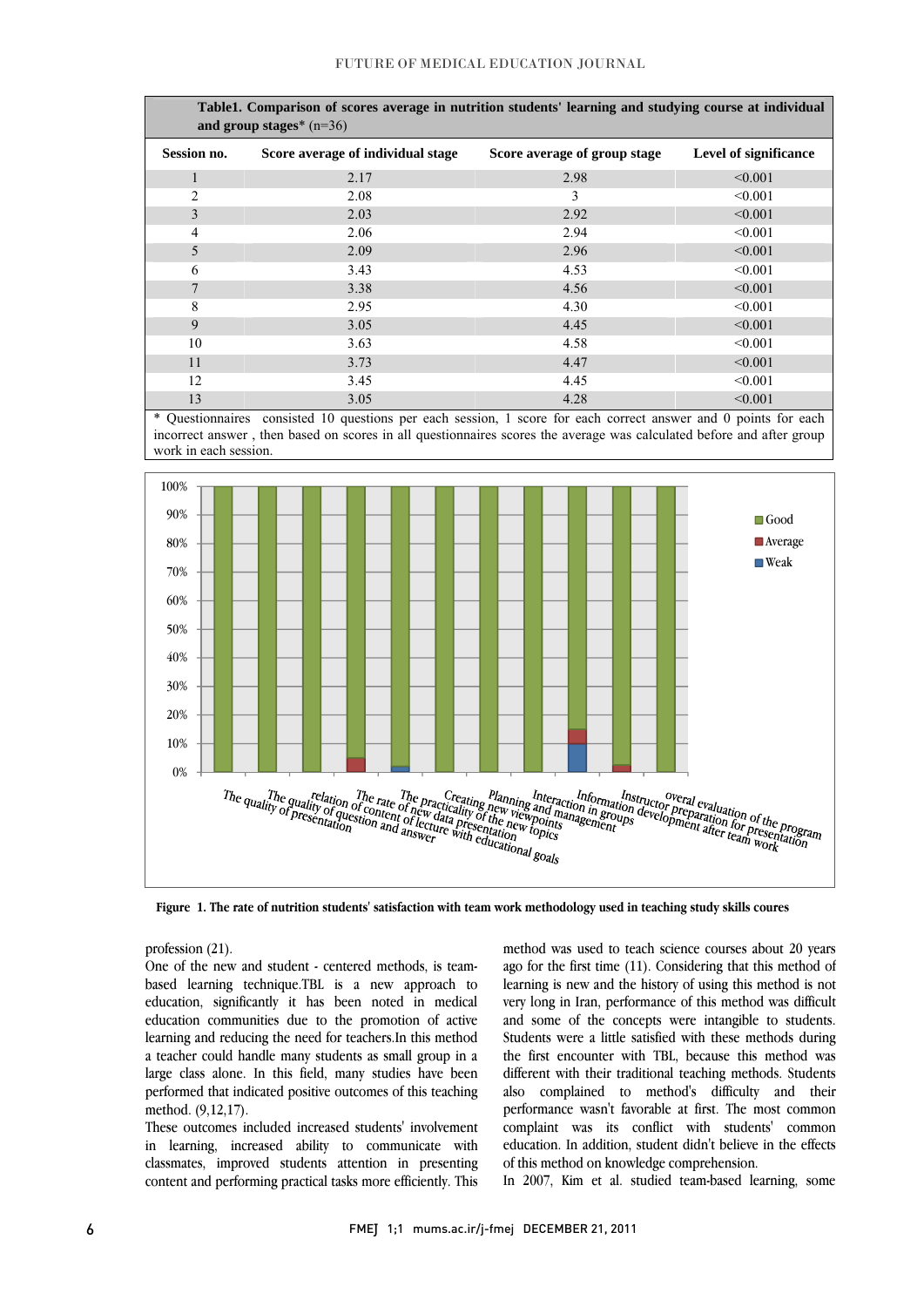**Table1. Comparison of scores average in nutrition students' learning and studying course at individual and group stages*** (n=36)

| Session no. | Score average of individual stage | Score average of group stage | Level of significance |
|---|---|---|---|
| 1 | 2.17 | 2.98 | <0.001 |
| 2 | 2.08 | 3 | <0.001 |
| 3 | 2.03 | 2.92 | <0.001 |
| 4 | 2.06 | 2.94 | <0.001 |
| 5 | 2.09 | 2.96 | <0.001 |
| 6 | 3.43 | 4.53 | <0.001 |
| 7 | 3.38 | 4.56 | <0.001 |
| 8 | 2.95 | 4.30 | <0.001 |
| 9 | 3.05 | 4.45 | <0.001 |
| 10 | 3.63 | 4.58 | <0.001 |
| 11 | 3.73 | 4.47 | <0.001 |
| 12 | 3.45 | 4.45 | <0.001 |
| 13 | 3.05 | 4.28 | <0.001 |

* Questionnaires consisted 10 questions per each session, 1 score for each correct answer and 0 points for each incorrect answer , then based on scores in all questionnaires scores the average was calculated before and after group work in each session.

**Figure 1. The rate of nutrition students' satisfaction with team work methodology used in teaching study skills coures**

profession (21).

One of the new and student - centered methods, is team-based learning technique.TBL is a new approach to education, significantly it has been noted in medical education communities due to the promotion of active learning and reducing the need for teachers.In this method a teacher could handle many students as small group in a large class alone. In this field, many studies have been performed that indicated positive outcomes of this teaching method. (9,12,17).

These outcomes included increased students' involvement in learning, increased ability to communicate with classmates, improved students attention in presenting content and performing practical tasks more efficiently. This method was used to teach science courses about 20 years ago for the first time (11). Considering that this method of learning is new and the history of using this method is not very long in Iran, performance of this method was difficult and some of the concepts were intangible to students. Students were a little satisfied with these methods during the first encounter with TBL, because this method was different with their traditional teaching methods. Students also complained to method's difficulty and their performance wasn't favorable at first. The most common complaint was its conflict with students' common education. In addition, student didn't believe in the effects of this method on knowledge comprehension.

In 2007, Kim et al. studied team-based learning, some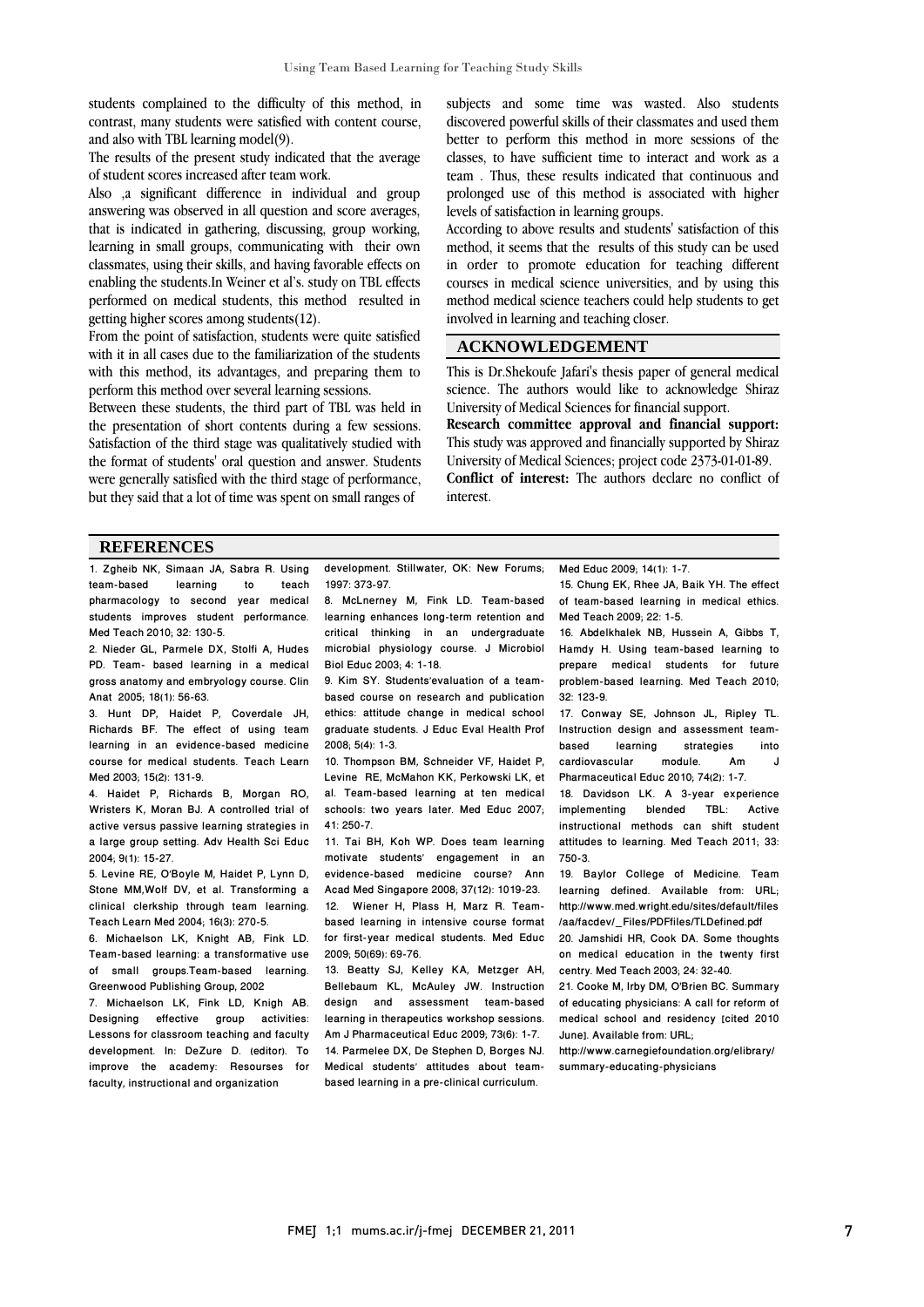students complained to the difficulty of this method, in contrast, many students were satisfied with content course, and also with TBL learning model(9).

The results of the present study indicated that the average of student scores increased after team work.

Also ,a significant difference in individual and group answering was observed in all question and score averages, that is indicated in gathering, discussing, group working, learning in small groups, communicating with their own classmates, using their skills, and having favorable effects on enabling the students.In Weiner et al's. study on TBL effects performed on medical students, this method resulted in getting higher scores among students(12).

From the point of satisfaction, students were quite satisfied with it in all cases due to the familiarization of the students with this method, its advantages, and preparing them to perform this method over several learning sessions.

Between these students, the third part of TBL was held in the presentation of short contents during a few sessions. Satisfaction of the third stage was qualitatively studied with the format of students' oral question and answer. Students were generally satisfied with the third stage of performance, but they said that a lot of time was spent on small ranges of subjects and some time was wasted. Also students discovered powerful skills of their classmates and used them better to perform this method in more sessions of the classes, to have sufficient time to interact and work as a team . Thus, these results indicated that continuous and prolonged use of this method is associated with higher levels of satisfaction in learning groups.

According to above results and students' satisfaction of this method, it seems that the results of this study can be used in order to promote education for teaching different courses in medical science universities, and by using this method medical science teachers could help students to get involved in learning and teaching closer.

## ACKNOWLEDGEMENT

This is Dr.Shekoufe Jafari's thesis paper of general medical science. The authors would like to acknowledge Shiraz University of Medical Sciences for financial support.

**Research committee approval and financial support:** This study was approved and financially supported by Shiraz University of Medical Sciences; project code 2373-01-01-89.

**Conflict of interest:** The authors declare no conflict of interest.

## REFERENCES

1. Zgheib NK, Simaan JA, Sabra R. Using team-based learning to teach pharmacology to second year medical students improves student performance. Med Teach 2010; 32: 130-5.
2. Nieder GL, Parmele DX, Stolfi A, Hudes PD. Team- based learning in a medical gross anatomy and embryology course. Clin Anat 2005; 18(1): 56-63.
3. Hunt DP, Haidet P, Coverdale JH, Richards BF. The effect of using team learning in an evidence-based medicine course for medical students. Teach Learn Med 2003; 15(2): 131-9.
4. Haidet P, Richards B, Morgan RO, Wristers K, Moran BJ. A controlled trial of active versus passive learning strategies in a large group setting. Adv Health Sci Educ 2004; 9(1): 15-27.
5. Levine RE, O'Boyle M, Haidet P, Lynn D, Stone MM,Wolf DV, et al. Transforming a clinical clerkship through team learning. Teach Learn Med 2004; 16(3): 270-5.
6. Michaelson LK, Knight AB, Fink LD. Team-based learning: a transformative use of small groups.Team-based learning. Greenwood Publishing Group, 2002
7. Michaelson LK, Fink LD, Knigh AB. Designing effective group activities: Lessons for classroom teaching and faculty development. In: DeZure D. (editor). To improve the academy: Resourses for faculty, instructional and organization development. Stillwater, OK: New Forums; 1997: 373-97.
8. McLnerney M, Fink LD. Team-based learning enhances long-term retention and critical thinking in an undergraduate microbial physiology course. J Microbiol Biol Educ 2003; 4: 1-18.
9. Kim SY. Students'evaluation of a team-based course on research and publication ethics: attitude change in medical school graduate students. J Educ Eval Health Prof 2008; 5(4): 1-3.
10. Thompson BM, Schneider VF, Haidet P, Levine RE, McMahon KK, Perkowski LK, et al. Team-based learning at ten medical schools: two years later. Med Educ 2007; 41: 250-7.
11. Tai BH, Koh WP. Does team learning motivate students' engagement in an evidence-based medicine course? Ann Acad Med Singapore 2008; 37(12): 1019-23.
12. Wiener H, Plass H, Marz R. Team-based learning in intensive course format for first-year medical students. Med Educ 2009; 50(69): 69-76.
13. Beatty SJ, Kelley KA, Metzger AH, Bellebaum KL, McAuley JW. Instruction design and assessment team-based learning in therapeutics workshop sessions. Am J Pharmaceutical Educ 2009; 73(6): 1-7.
14. Parmelee DX, De Stephen D, Borges NJ. Medical students' attitudes about team-based learning in a pre-clinical curriculum. Med Educ 2009; 14(1): 1-7.
15. Chung EK, Rhee JA, Baik YH. The effect of team-based learning in medical ethics. Med Teach 2009; 22: 1-5.
16. Abdelkhalek NB, Hussein A, Gibbs T, Hamdy H. Using team-based learning to prepare medical students for future problem-based learning. Med Teach 2010; 32: 123-9.
17. Conway SE, Johnson JL, Ripley TL. Instruction design and assessment team-based learning strategies into cardiovascular module. Am J Pharmaceutical Educ 2010; 74(2): 1-7.
18. Davidson LK. A 3-year experience implementing blended TBL: Active instructional methods can shift student attitudes to learning. Med Teach 2011; 33: 750-3.
19. Baylor College of Medicine. Team learning defined. Available from: URL; http://www.med.wright.edu/sites/default/files/aa/facdev/_Files/PDFfiles/TLDefined.pdf
20. Jamshidi HR, Cook DA. Some thoughts on medical education in the twenty first centry. Med Teach 2003; 24: 32-40.
21. Cooke M, Irby DM, O'Brien BC. Summary of educating physicians: A call for reform of medical school and residency [cited 2010 June]. Available from: URL; http://www.carnegiefoundation.org/elibrary/summary-educating-physicians